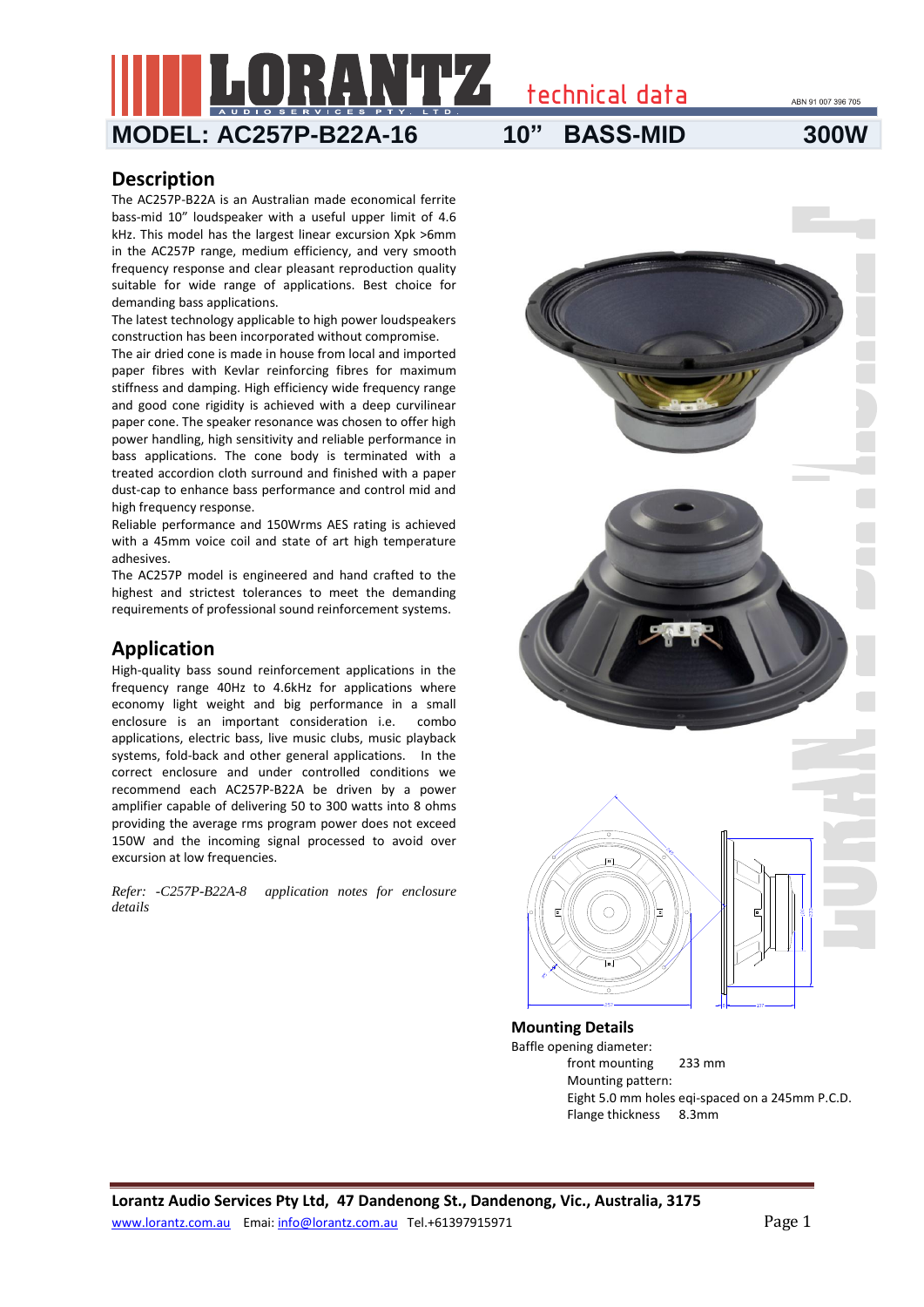# LORANTZ technical data

ABN 91 007 396 705

## MODEL: AC257P-B22A-16 10" BASS-MID 300W

## Description

The AC257P-B22A is an Australian made economical ferrite bass-mid 10" loudspeaker with a useful upper limit of 4.6 kHz. This model has the largest linear excursion Xpk >6mm in the AC257P range, medium efficiency, and very smooth frequency response and clear pleasant reproduction quality suitable for wide range of applications. Best choice for demanding bass applications.

The latest technology applicable to high power loudspeakers construction has been incorporated without compromise.

The air dried cone is made in house from local and imported paper fibres with Kevlar reinforcing fibres for maximum stiffness and damping. High efficiency wide frequency range and good cone rigidity is achieved with a deep curvilinear paper cone. The speaker resonance was chosen to offer high power handling, high sensitivity and reliable performance in bass applications. The cone body is terminated with a treated accordion cloth surround and finished with a paper dust-cap to enhance bass performance and control mid and high frequency response.

Reliable performance and 150Wrms AES rating is achieved with a 45mm voice coil and state of art high temperature adhesives.

The AC257P model is engineered and hand crafted to the highest and strictest tolerances to meet the demanding requirements of professional sound reinforcement systems.

## Application

High-quality bass sound reinforcement applications in the frequency range 40Hz to 4.6kHz for applications where economy light weight and big performance in a small enclosure is an important consideration i.e. combo applications, electric bass, live music clubs, music playback systems, fold-back and other general applications. In the correct enclosure and under controlled conditions we recommend each AC257P-B22A be driven by a power amplifier capable of delivering 50 to 300 watts into 8 ohms providing the average rms program power does not exceed 150W and the incoming signal processed to avoid over excursion at low frequencies.

*Refer: -C257P-B22A-8 application notes for enclosure details*

### Mounting Details

Baffle opening diameter:

front mounting 233 mm

Mounting pattern:

Eight 5.0 mm holes eqi-spaced on a 245mm P.C.D.

Flange thickness 8.3mm

**Lorantz Audio Services Pty Ltd, 47 Dandenong St., Dandenong, Vic., Australia, 3175**

www.lorantz.com.au Emai: info@lorantz.com.au Tel.+61397915971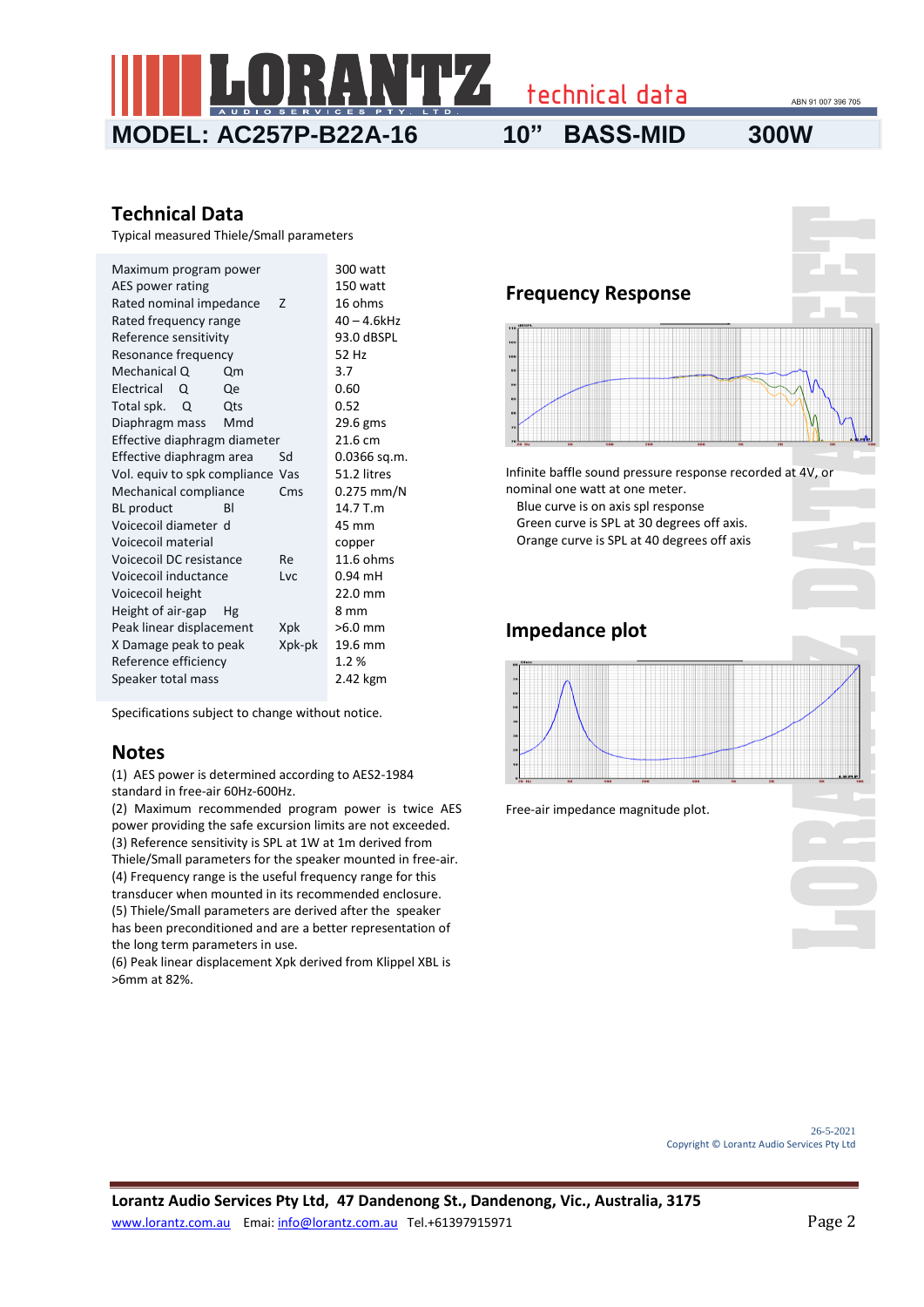# LORANTZ AUDIO SERVICES PTY. LTD. technical data

ABN 91 007 396 705

## MODEL: AC257P-B22A-16 10" BASS-MID 300W

## Technical Data

Typical measured Thiele/Small parameters

| | | |
|---|---|---|
| Maximum program power | | 300 watt |
| AES power rating | | 150 watt |
| Rated nominal impedance | Z | 16 ohms |
| Rated frequency range | | 40 – 4.6kHz |
| Reference sensitivity | | 93.0 dBSPL |
| Resonance frequency | | 52 Hz |
| Mechanical Q | Qm | 3.7 |
| Electrical Q | Qe | 0.60 |
| Total spk. Q | Qts | 0.52 |
| Diaphragm mass | Mmd | 29.6 gms |
| Effective diaphragm diameter | | 21.6 cm |
| Effective diaphragm area | Sd | 0.0366 sq.m. |
| Vol. equiv to spk compliance | Vas | 51.2 litres |
| Mechanical compliance | Cms | 0.275 mm/N |
| BL product | Bl | 14.7 T.m |
| Voicecoil diameter | d | 45 mm |
| Voicecoil material | | copper |
| Voicecoil DC resistance | Re | 11.6 ohms |
| Voicecoil inductance | Lvc | 0.94 mH |
| Voicecoil height | | 22.0 mm |
| Height of air-gap | Hg | 8 mm |
| Peak linear displacement | Xpk | >6.0 mm |
| X Damage peak to peak | Xpk-pk | 19.6 mm |
| Reference efficiency | | 1.2 % |
| Speaker total mass | | 2.42 kgm |

Specifications subject to change without notice.

## Notes

(1) AES power is determined according to AES2-1984 standard in free-air 60Hz-600Hz.
(2) Maximum recommended program power is twice AES power providing the safe excursion limits are not exceeded.
(3) Reference sensitivity is SPL at 1W at 1m derived from Thiele/Small parameters for the speaker mounted in free-air.
(4) Frequency range is the useful frequency range for this transducer when mounted in its recommended enclosure.
(5) Thiele/Small parameters are derived after the speaker has been preconditioned and are a better representation of the long term parameters in use.
(6) Peak linear displacement Xpk derived from Klippel XBL is >6mm at 82%.

## Frequency Response

Infinite baffle sound pressure response recorded at 4V, or nominal one watt at one meter.
Blue curve is on axis spl response
Green curve is SPL at 30 degrees off axis.
Orange curve is SPL at 40 degrees off axis

## Impedance plot

Free-air impedance magnitude plot.

26-5-2021
Copyright © Lorantz Audio Services Pty Ltd

**Lorantz Audio Services Pty Ltd, 47 Dandenong St., Dandenong, Vic., Australia, 3175**
www.lorantz.com.au Email: info@lorantz.com.au Tel.+61397915971